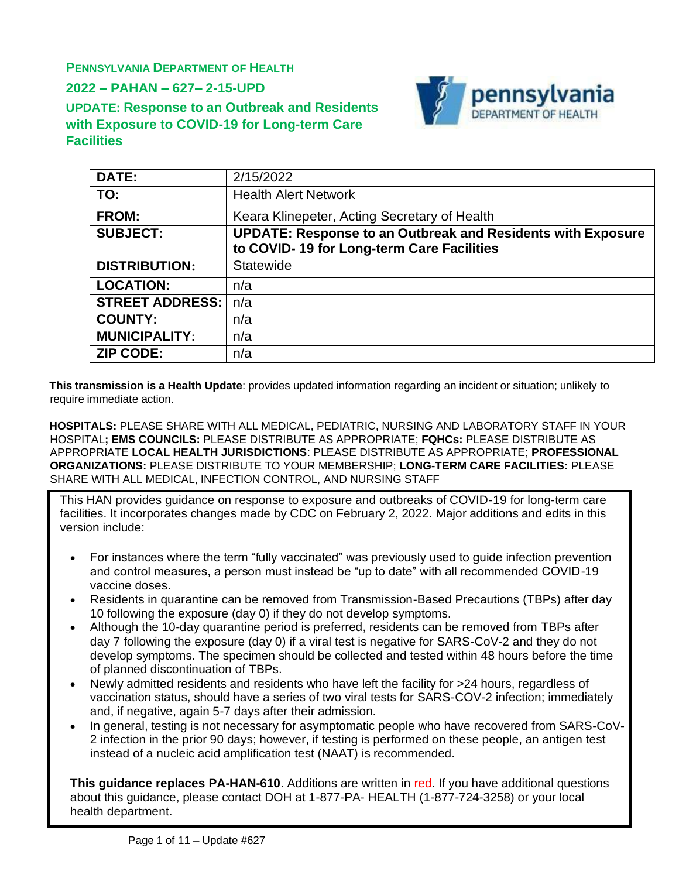**PENNSYLVANIA DEPARTMENT OF HEALTH**

**2022 – PAHAN – 627– 2-15-UPD**

## UPDATE: Response to an Outbreak and Residents with Exposure to COVID-19 for Long-term Care Facilities

| | |
|---|---|
| **DATE:** | 2/15/2022 |
| **TO:** | Health Alert Network |
| **FROM:** | Keara Klinepeter, Acting Secretary of Health |
| **SUBJECT:** | **UPDATE: Response to an Outbreak and Residents with Exposure to COVID- 19 for Long-term Care Facilities** |
| **DISTRIBUTION:** | Statewide |
| **LOCATION:** | n/a |
| **STREET ADDRESS:** | n/a |
| **COUNTY:** | n/a |
| **MUNICIPALITY:** | n/a |
| **ZIP CODE:** | n/a |

**This transmission is a Health Update**: provides updated information regarding an incident or situation; unlikely to require immediate action.

**HOSPITALS:** PLEASE SHARE WITH ALL MEDICAL, PEDIATRIC, NURSING AND LABORATORY STAFF IN YOUR HOSPITAL**; EMS COUNCILS:** PLEASE DISTRIBUTE AS APPROPRIATE; **FQHCs:** PLEASE DISTRIBUTE AS APPROPRIATE **LOCAL HEALTH JURISDICTIONS**: PLEASE DISTRIBUTE AS APPROPRIATE; **PROFESSIONAL ORGANIZATIONS:** PLEASE DISTRIBUTE TO YOUR MEMBERSHIP; **LONG-TERM CARE FACILITIES:** PLEASE SHARE WITH ALL MEDICAL, INFECTION CONTROL, AND NURSING STAFF

This HAN provides guidance on response to exposure and outbreaks of COVID-19 for long-term care facilities. It incorporates changes made by CDC on February 2, 2022. Major additions and edits in this version include:

- For instances where the term "fully vaccinated" was previously used to guide infection prevention and control measures, a person must instead be "up to date" with all recommended COVID-19 vaccine doses.
- Residents in quarantine can be removed from Transmission-Based Precautions (TBPs) after day 10 following the exposure (day 0) if they do not develop symptoms.
- Although the 10-day quarantine period is preferred, residents can be removed from TBPs after day 7 following the exposure (day 0) if a viral test is negative for SARS-CoV-2 and they do not develop symptoms. The specimen should be collected and tested within 48 hours before the time of planned discontinuation of TBPs.
- Newly admitted residents and residents who have left the facility for >24 hours, regardless of vaccination status, should have a series of two viral tests for SARS-COV-2 infection; immediately and, if negative, again 5-7 days after their admission.
- In general, testing is not necessary for asymptomatic people who have recovered from SARS-CoV-2 infection in the prior 90 days; however, if testing is performed on these people, an antigen test instead of a nucleic acid amplification test (NAAT) is recommended.

**This guidance replaces PA-HAN-610**. Additions are written in red. If you have additional questions about this guidance, please contact DOH at 1-877-PA- HEALTH (1-877-724-3258) or your local health department.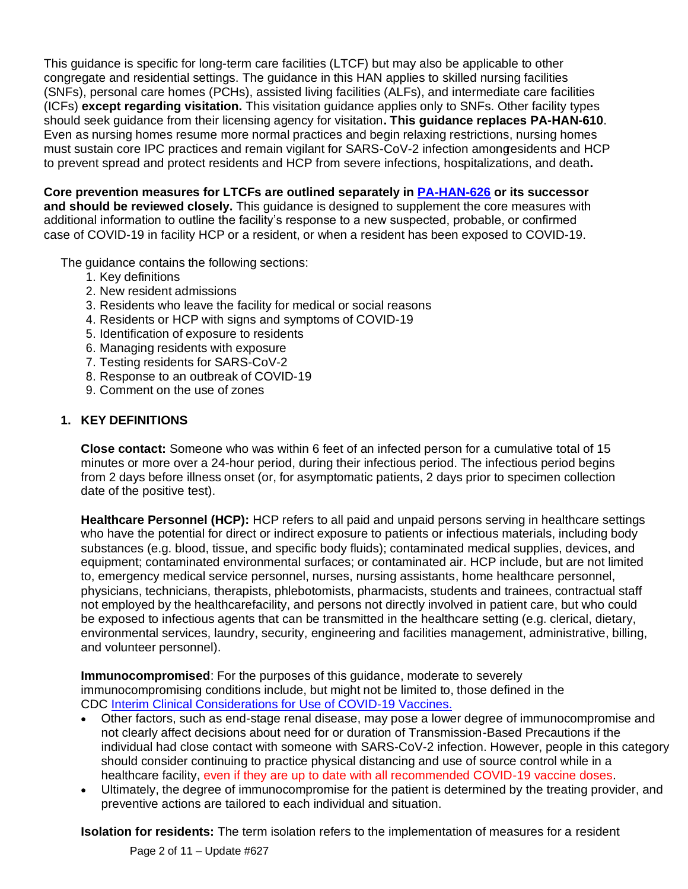This guidance is specific for long-term care facilities (LTCF) but may also be applicable to other congregate and residential settings. The guidance in this HAN applies to skilled nursing facilities (SNFs), personal care homes (PCHs), assisted living facilities (ALFs), and intermediate care facilities (ICFs) **except regarding visitation.** This visitation guidance applies only to SNFs. Other facility types should seek guidance from their licensing agency for visitation**. This guidance replaces PA-HAN-610**. Even as nursing homes resume more normal practices and begin relaxing restrictions, nursing homes must sustain core IPC practices and remain vigilant for SARS-CoV-2 infection among residents and HCP to prevent spread and protect residents and HCP from severe infections, hospitalizations, and death**.**

**Core prevention measures for LTCFs are outlined separately in [PA-HAN-626](PA-HAN-626) or its successor and should be reviewed closely.** This guidance is designed to supplement the core measures with additional information to outline the facility's response to a new suspected, probable, or confirmed case of COVID-19 in facility HCP or a resident, or when a resident has been exposed to COVID-19.

The guidance contains the following sections:

1. Key definitions
2. New resident admissions
3. Residents who leave the facility for medical or social reasons
4. Residents or HCP with signs and symptoms of COVID-19
5. Identification of exposure to residents
6. Managing residents with exposure
7. Testing residents for SARS-CoV-2
8. Response to an outbreak of COVID-19
9. Comment on the use of zones

## 1. KEY DEFINITIONS

**Close contact:** Someone who was within 6 feet of an infected person for a cumulative total of 15 minutes or more over a 24-hour period, during their infectious period. The infectious period begins from 2 days before illness onset (or, for asymptomatic patients, 2 days prior to specimen collection date of the positive test).

**Healthcare Personnel (HCP):** HCP refers to all paid and unpaid persons serving in healthcare settings who have the potential for direct or indirect exposure to patients or infectious materials, including body substances (e.g. blood, tissue, and specific body fluids); contaminated medical supplies, devices, and equipment; contaminated environmental surfaces; or contaminated air. HCP include, but are not limited to, emergency medical service personnel, nurses, nursing assistants, home healthcare personnel, physicians, technicians, therapists, phlebotomists, pharmacists, students and trainees, contractual staff not employed by the healthcare facility, and persons not directly involved in patient care, but who could be exposed to infectious agents that can be transmitted in the healthcare setting (e.g. clerical, dietary, environmental services, laundry, security, engineering and facilities management, administrative, billing, and volunteer personnel).

**Immunocompromised**: For the purposes of this guidance, moderate to severely immunocompromising conditions include, but might not be limited to, those defined in the CDC [Interim Clinical Considerations for Use of COVID-19 Vaccines.](Interim Clinical Considerations for Use of COVID-19 Vaccines)

- Other factors, such as end-stage renal disease, may pose a lower degree of immunocompromise and not clearly affect decisions about need for or duration of Transmission-Based Precautions if the individual had close contact with someone with SARS-CoV-2 infection. However, people in this category should consider continuing to practice physical distancing and use of source control while in a healthcare facility, even if they are up to date with all recommended COVID-19 vaccine doses.
- Ultimately, the degree of immunocompromise for the patient is determined by the treating provider, and preventive actions are tailored to each individual and situation.

**Isolation for residents:** The term isolation refers to the implementation of measures for a resident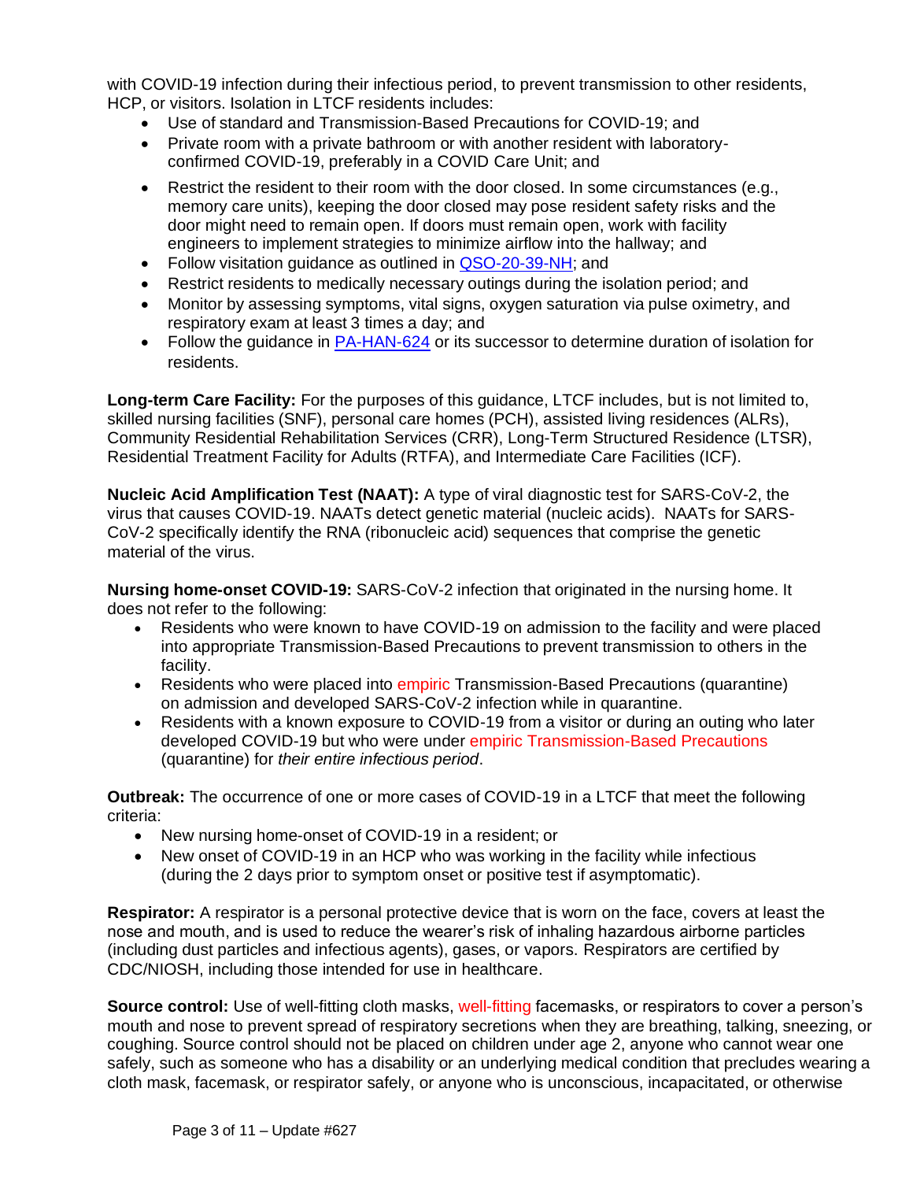with COVID-19 infection during their infectious period, to prevent transmission to other residents, HCP, or visitors. Isolation in LTCF residents includes:

- Use of standard and Transmission-Based Precautions for COVID-19; and
- Private room with a private bathroom or with another resident with laboratory-confirmed COVID-19, preferably in a COVID Care Unit; and
- Restrict the resident to their room with the door closed. In some circumstances (e.g., memory care units), keeping the door closed may pose resident safety risks and the door might need to remain open. If doors must remain open, work with facility engineers to implement strategies to minimize airflow into the hallway; and
- Follow visitation guidance as outlined in [QSO-20-39-NH](); and
- Restrict residents to medically necessary outings during the isolation period; and
- Monitor by assessing symptoms, vital signs, oxygen saturation via pulse oximetry, and respiratory exam at least 3 times a day; and
- Follow the guidance in [PA-HAN-624]() or its successor to determine duration of isolation for residents.

**Long-term Care Facility:** For the purposes of this guidance, LTCF includes, but is not limited to, skilled nursing facilities (SNF), personal care homes (PCH), assisted living residences (ALRs), Community Residential Rehabilitation Services (CRR), Long-Term Structured Residence (LTSR), Residential Treatment Facility for Adults (RTFA), and Intermediate Care Facilities (ICF).

**Nucleic Acid Amplification Test (NAAT):** A type of viral diagnostic test for SARS-CoV-2, the virus that causes COVID-19. NAATs detect genetic material (nucleic acids). NAATs for SARS-CoV-2 specifically identify the RNA (ribonucleic acid) sequences that comprise the genetic material of the virus.

**Nursing home-onset COVID-19:** SARS-CoV-2 infection that originated in the nursing home. It does not refer to the following:

- Residents who were known to have COVID-19 on admission to the facility and were placed into appropriate Transmission-Based Precautions to prevent transmission to others in the facility.
- Residents who were placed into empiric Transmission-Based Precautions (quarantine) on admission and developed SARS-CoV-2 infection while in quarantine.
- Residents with a known exposure to COVID-19 from a visitor or during an outing who later developed COVID-19 but who were under empiric Transmission-Based Precautions (quarantine) for *their entire infectious period*.

**Outbreak:** The occurrence of one or more cases of COVID-19 in a LTCF that meet the following criteria:

- New nursing home-onset of COVID-19 in a resident; or
- New onset of COVID-19 in an HCP who was working in the facility while infectious (during the 2 days prior to symptom onset or positive test if asymptomatic).

**Respirator:** A respirator is a personal protective device that is worn on the face, covers at least the nose and mouth, and is used to reduce the wearer's risk of inhaling hazardous airborne particles (including dust particles and infectious agents), gases, or vapors. Respirators are certified by CDC/NIOSH, including those intended for use in healthcare.

**Source control:** Use of well-fitting cloth masks, well-fitting facemasks, or respirators to cover a person's mouth and nose to prevent spread of respiratory secretions when they are breathing, talking, sneezing, or coughing. Source control should not be placed on children under age 2, anyone who cannot wear one safely, such as someone who has a disability or an underlying medical condition that precludes wearing a cloth mask, facemask, or respirator safely, or anyone who is unconscious, incapacitated, or otherwise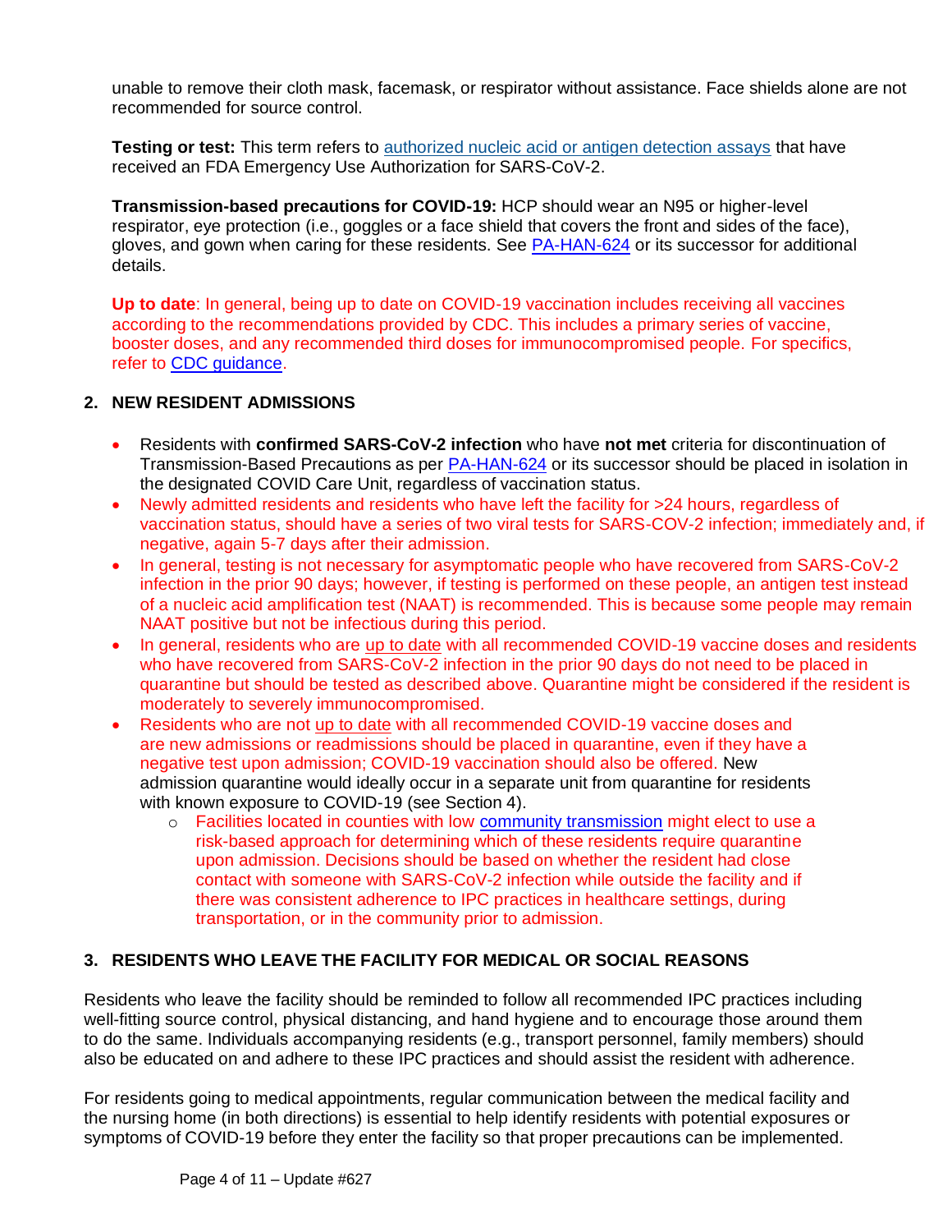unable to remove their cloth mask, facemask, or respirator without assistance. Face shields alone are not recommended for source control.

**Testing or test:** This term refers to authorized nucleic acid or antigen detection assays that have received an FDA Emergency Use Authorization for SARS-CoV-2.

**Transmission-based precautions for COVID-19:** HCP should wear an N95 or higher-level respirator, eye protection (i.e., goggles or a face shield that covers the front and sides of the face), gloves, and gown when caring for these residents. See PA-HAN-624 or its successor for additional details.

**Up to date**: In general, being up to date on COVID-19 vaccination includes receiving all vaccines according to the recommendations provided by CDC. This includes a primary series of vaccine, booster doses, and any recommended third doses for immunocompromised people. For specifics, refer to CDC guidance.

## 2. NEW RESIDENT ADMISSIONS

- Residents with **confirmed SARS-CoV-2 infection** who have **not met** criteria for discontinuation of Transmission-Based Precautions as per PA-HAN-624 or its successor should be placed in isolation in the designated COVID Care Unit, regardless of vaccination status.
- Newly admitted residents and residents who have left the facility for >24 hours, regardless of vaccination status, should have a series of two viral tests for SARS-COV-2 infection; immediately and, if negative, again 5-7 days after their admission.
- In general, testing is not necessary for asymptomatic people who have recovered from SARS-CoV-2 infection in the prior 90 days; however, if testing is performed on these people, an antigen test instead of a nucleic acid amplification test (NAAT) is recommended. This is because some people may remain NAAT positive but not be infectious during this period.
- In general, residents who are up to date with all recommended COVID-19 vaccine doses and residents who have recovered from SARS-CoV-2 infection in the prior 90 days do not need to be placed in quarantine but should be tested as described above. Quarantine might be considered if the resident is moderately to severely immunocompromised.
- Residents who are not up to date with all recommended COVID-19 vaccine doses and are new admissions or readmissions should be placed in quarantine, even if they have a negative test upon admission; COVID-19 vaccination should also be offered. New admission quarantine would ideally occur in a separate unit from quarantine for residents with known exposure to COVID-19 (see Section 4).
  - Facilities located in counties with low community transmission might elect to use a risk-based approach for determining which of these residents require quarantine upon admission. Decisions should be based on whether the resident had close contact with someone with SARS-CoV-2 infection while outside the facility and if there was consistent adherence to IPC practices in healthcare settings, during transportation, or in the community prior to admission.

## 3. RESIDENTS WHO LEAVE THE FACILITY FOR MEDICAL OR SOCIAL REASONS

Residents who leave the facility should be reminded to follow all recommended IPC practices including well-fitting source control, physical distancing, and hand hygiene and to encourage those around them to do the same. Individuals accompanying residents (e.g., transport personnel, family members) should also be educated on and adhere to these IPC practices and should assist the resident with adherence.

For residents going to medical appointments, regular communication between the medical facility and the nursing home (in both directions) is essential to help identify residents with potential exposures or symptoms of COVID-19 before they enter the facility so that proper precautions can be implemented.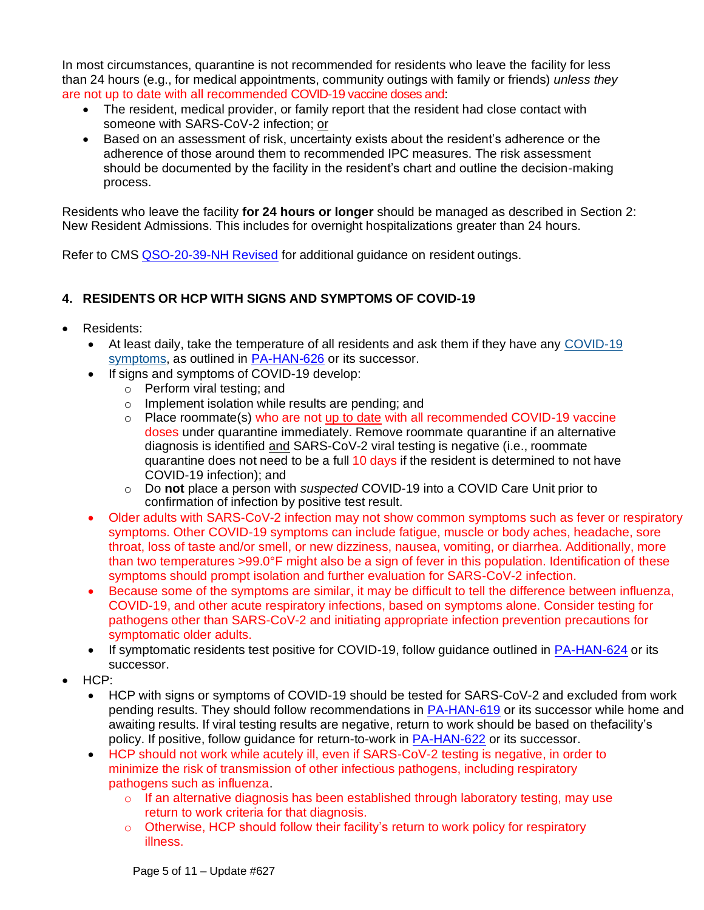In most circumstances, quarantine is not recommended for residents who leave the facility for less than 24 hours (e.g., for medical appointments, community outings with family or friends) *unless they* are not up to date with all recommended COVID-19 vaccine doses and:

- The resident, medical provider, or family report that the resident had close contact with someone with SARS-CoV-2 infection; or
- Based on an assessment of risk, uncertainty exists about the resident's adherence or the adherence of those around them to recommended IPC measures. The risk assessment should be documented by the facility in the resident's chart and outline the decision-making process.

Residents who leave the facility **for 24 hours or longer** should be managed as described in Section 2: New Resident Admissions. This includes for overnight hospitalizations greater than 24 hours.

Refer to CMS QSO-20-39-NH Revised for additional guidance on resident outings.

## 4. RESIDENTS OR HCP WITH SIGNS AND SYMPTOMS OF COVID-19

- Residents:
  - At least daily, take the temperature of all residents and ask them if they have any COVID-19 symptoms, as outlined in PA-HAN-626 or its successor.
  - If signs and symptoms of COVID-19 develop:
    - Perform viral testing; and
    - Implement isolation while results are pending; and
    - Place roommate(s) who are not up to date with all recommended COVID-19 vaccine doses under quarantine immediately. Remove roommate quarantine if an alternative diagnosis is identified and SARS-CoV-2 viral testing is negative (i.e., roommate quarantine does not need to be a full 10 days if the resident is determined to not have COVID-19 infection); and
    - Do **not** place a person with *suspected* COVID-19 into a COVID Care Unit prior to confirmation of infection by positive test result.
  - Older adults with SARS-CoV-2 infection may not show common symptoms such as fever or respiratory symptoms. Other COVID-19 symptoms can include fatigue, muscle or body aches, headache, sore throat, loss of taste and/or smell, or new dizziness, nausea, vomiting, or diarrhea. Additionally, more than two temperatures >99.0°F might also be a sign of fever in this population. Identification of these symptoms should prompt isolation and further evaluation for SARS-CoV-2 infection.
  - Because some of the symptoms are similar, it may be difficult to tell the difference between influenza, COVID-19, and other acute respiratory infections, based on symptoms alone. Consider testing for pathogens other than SARS-CoV-2 and initiating appropriate infection prevention precautions for symptomatic older adults.
  - If symptomatic residents test positive for COVID-19, follow guidance outlined in PA-HAN-624 or its successor.
- HCP:
  - HCP with signs or symptoms of COVID-19 should be tested for SARS-CoV-2 and excluded from work pending results. They should follow recommendations in PA-HAN-619 or its successor while home and awaiting results. If viral testing results are negative, return to work should be based on thefacility's policy. If positive, follow guidance for return-to-work in PA-HAN-622 or its successor.
  - HCP should not work while acutely ill, even if SARS-CoV-2 testing is negative, in order to minimize the risk of transmission of other infectious pathogens, including respiratory pathogens such as influenza.
    - If an alternative diagnosis has been established through laboratory testing, may use return to work criteria for that diagnosis.
    - Otherwise, HCP should follow their facility's return to work policy for respiratory illness.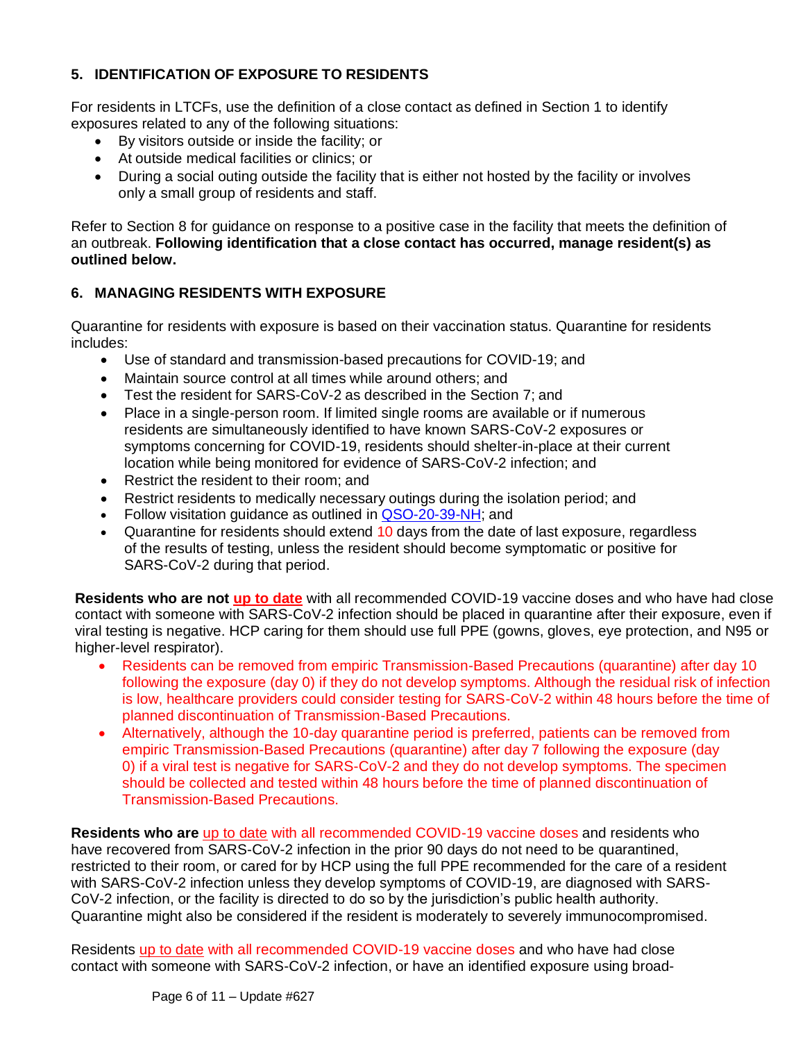## 5. IDENTIFICATION OF EXPOSURE TO RESIDENTS

For residents in LTCFs, use the definition of a close contact as defined in Section 1 to identify exposures related to any of the following situations:

- By visitors outside or inside the facility; or
- At outside medical facilities or clinics; or
- During a social outing outside the facility that is either not hosted by the facility or involves only a small group of residents and staff.

Refer to Section 8 for guidance on response to a positive case in the facility that meets the definition of an outbreak. **Following identification that a close contact has occurred, manage resident(s) as outlined below.**

## 6. MANAGING RESIDENTS WITH EXPOSURE

Quarantine for residents with exposure is based on their vaccination status. Quarantine for residents includes:

- Use of standard and transmission-based precautions for COVID-19; and
- Maintain source control at all times while around others; and
- Test the resident for SARS-CoV-2 as described in the Section 7; and
- Place in a single-person room. If limited single rooms are available or if numerous residents are simultaneously identified to have known SARS-CoV-2 exposures or symptoms concerning for COVID-19, residents should shelter-in-place at their current location while being monitored for evidence of SARS-CoV-2 infection; and
- Restrict the resident to their room; and
- Restrict residents to medically necessary outings during the isolation period; and
- Follow visitation guidance as outlined in QSO-20-39-NH; and
- Quarantine for residents should extend 10 days from the date of last exposure, regardless of the results of testing, unless the resident should become symptomatic or positive for SARS-CoV-2 during that period.

**Residents who are not up to date** with all recommended COVID-19 vaccine doses and who have had close contact with someone with SARS-CoV-2 infection should be placed in quarantine after their exposure, even if viral testing is negative. HCP caring for them should use full PPE (gowns, gloves, eye protection, and N95 or higher-level respirator).

- Residents can be removed from empiric Transmission-Based Precautions (quarantine) after day 10 following the exposure (day 0) if they do not develop symptoms. Although the residual risk of infection is low, healthcare providers could consider testing for SARS-CoV-2 within 48 hours before the time of planned discontinuation of Transmission-Based Precautions.
- Alternatively, although the 10-day quarantine period is preferred, patients can be removed from empiric Transmission-Based Precautions (quarantine) after day 7 following the exposure (day 0) if a viral test is negative for SARS-CoV-2 and they do not develop symptoms. The specimen should be collected and tested within 48 hours before the time of planned discontinuation of Transmission-Based Precautions.

**Residents who are** up to date with all recommended COVID-19 vaccine doses and residents who have recovered from SARS-CoV-2 infection in the prior 90 days do not need to be quarantined, restricted to their room, or cared for by HCP using the full PPE recommended for the care of a resident with SARS-CoV-2 infection unless they develop symptoms of COVID-19, are diagnosed with SARS-CoV-2 infection, or the facility is directed to do so by the jurisdiction's public health authority. Quarantine might also be considered if the resident is moderately to severely immunocompromised.

Residents up to date with all recommended COVID-19 vaccine doses and who have had close contact with someone with SARS-CoV-2 infection, or have an identified exposure using broad-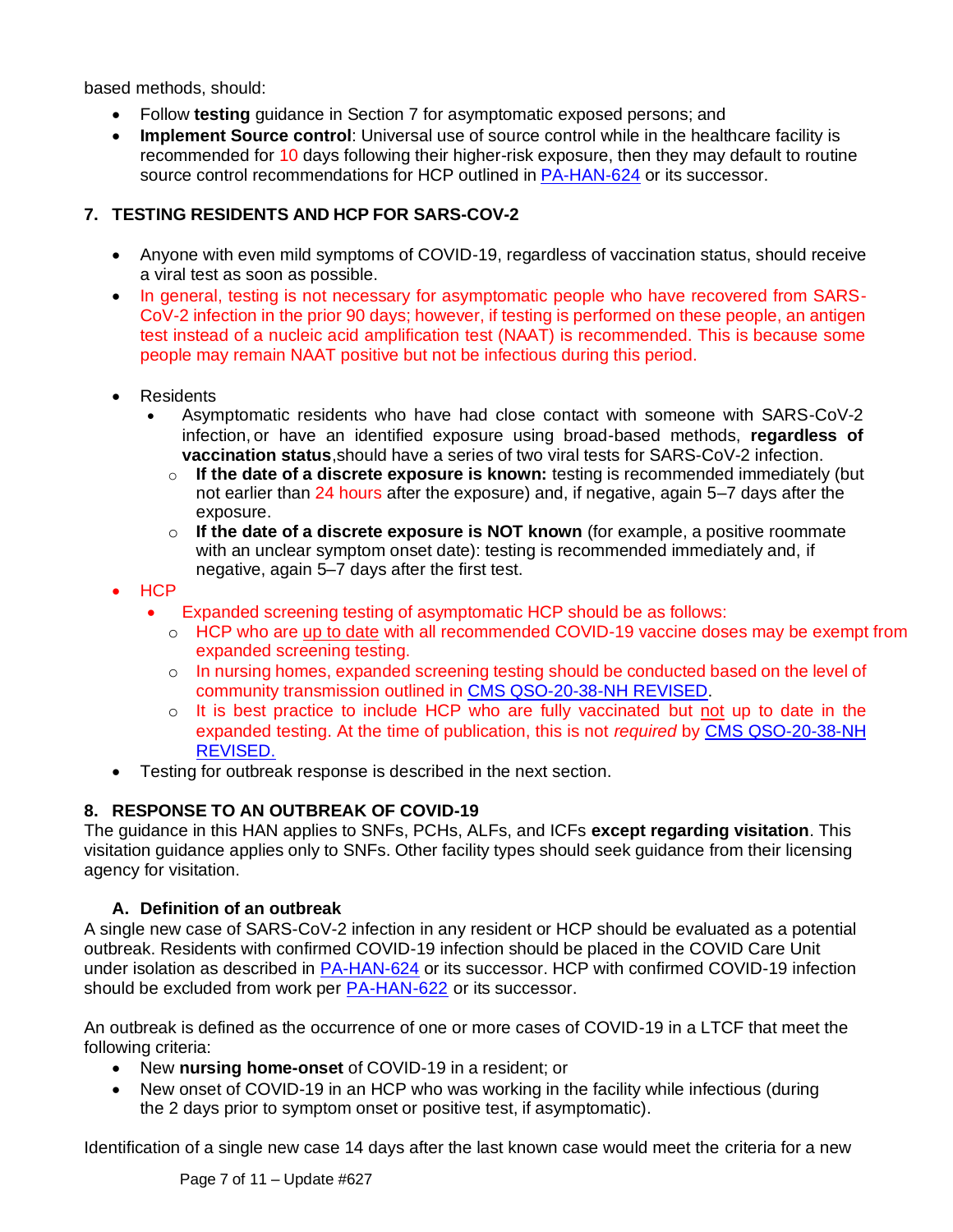based methods, should:

- Follow **testing** guidance in Section 7 for asymptomatic exposed persons; and
- **Implement Source control**: Universal use of source control while in the healthcare facility is recommended for 10 days following their higher-risk exposure, then they may default to routine source control recommendations for HCP outlined in [PA-HAN-624](#) or its successor.

## 7. TESTING RESIDENTS AND HCP FOR SARS-COV-2

- Anyone with even mild symptoms of COVID-19, regardless of vaccination status, should receive a viral test as soon as possible.
- In general, testing is not necessary for asymptomatic people who have recovered from SARS-CoV-2 infection in the prior 90 days; however, if testing is performed on these people, an antigen test instead of a nucleic acid amplification test (NAAT) is recommended. This is because some people may remain NAAT positive but not be infectious during this period.
- Residents
  - Asymptomatic residents who have had close contact with someone with SARS-CoV-2 infection, or have an identified exposure using broad-based methods, **regardless of vaccination status**, should have a series of two viral tests for SARS-CoV-2 infection.
    - **If the date of a discrete exposure is known:** testing is recommended immediately (but not earlier than 24 hours after the exposure) and, if negative, again 5–7 days after the exposure.
    - **If the date of a discrete exposure is NOT known** (for example, a positive roommate with an unclear symptom onset date): testing is recommended immediately and, if negative, again 5–7 days after the first test.
- HCP
  - Expanded screening testing of asymptomatic HCP should be as follows:
    - HCP who are up to date with all recommended COVID-19 vaccine doses may be exempt from expanded screening testing.
    - In nursing homes, expanded screening testing should be conducted based on the level of community transmission outlined in [CMS QSO-20-38-NH REVISED](#).
    - It is best practice to include HCP who are fully vaccinated but not up to date in the expanded testing. At the time of publication, this is not *required* by [CMS QSO-20-38-NH REVISED.](#)
- Testing for outbreak response is described in the next section.

## 8. RESPONSE TO AN OUTBREAK OF COVID-19

The guidance in this HAN applies to SNFs, PCHs, ALFs, and ICFs **except regarding visitation**. This visitation guidance applies only to SNFs. Other facility types should seek guidance from their licensing agency for visitation.

### A. Definition of an outbreak

A single new case of SARS-CoV-2 infection in any resident or HCP should be evaluated as a potential outbreak. Residents with confirmed COVID-19 infection should be placed in the COVID Care Unit under isolation as described in [PA-HAN-624](#) or its successor. HCP with confirmed COVID-19 infection should be excluded from work per [PA-HAN-622](#) or its successor.

An outbreak is defined as the occurrence of one or more cases of COVID-19 in a LTCF that meet the following criteria:

- New **nursing home-onset** of COVID-19 in a resident; or
- New onset of COVID-19 in an HCP who was working in the facility while infectious (during the 2 days prior to symptom onset or positive test, if asymptomatic).

Identification of a single new case 14 days after the last known case would meet the criteria for a new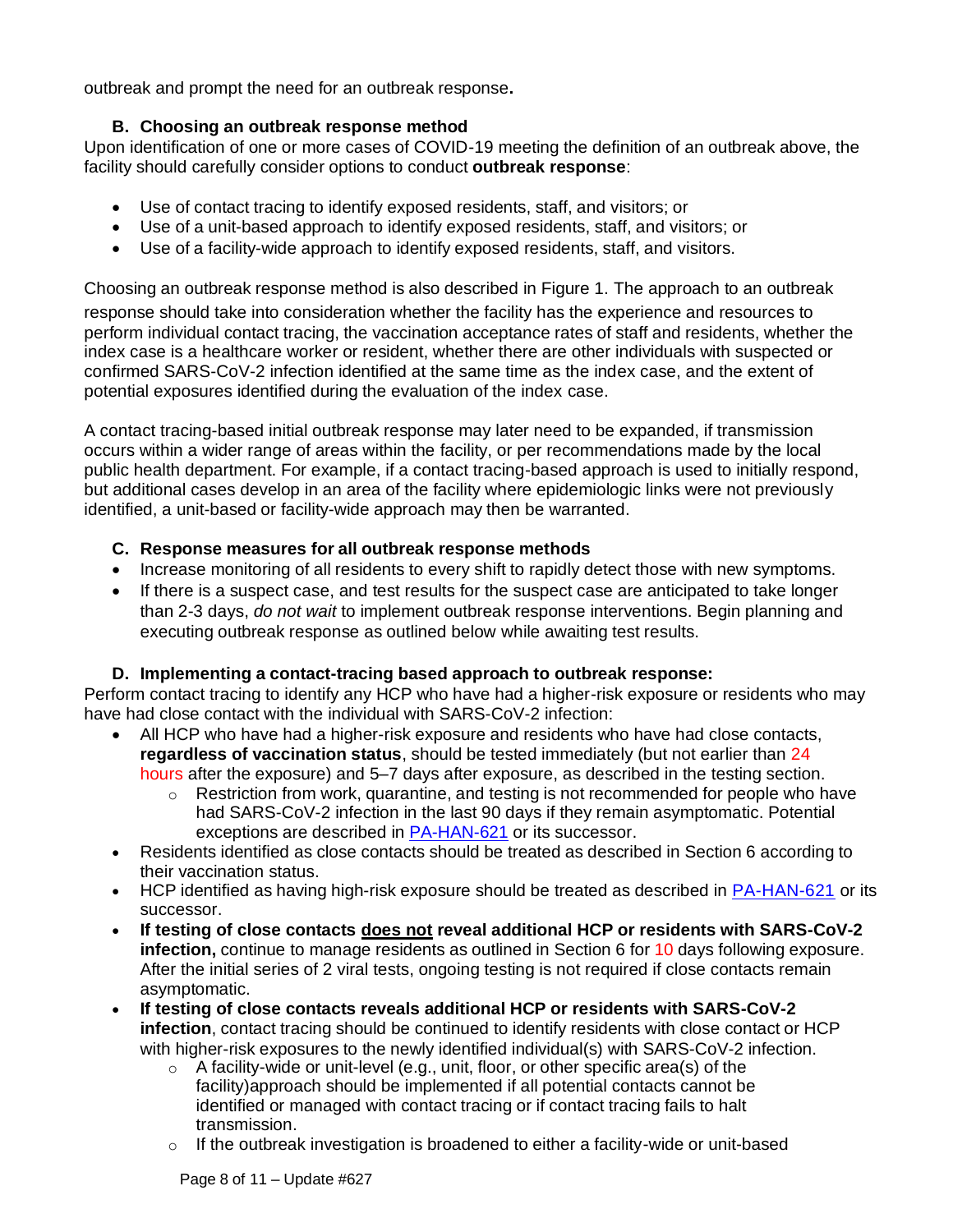outbreak and prompt the need for an outbreak response**.**

### B. Choosing an outbreak response method

Upon identification of one or more cases of COVID-19 meeting the definition of an outbreak above, the facility should carefully consider options to conduct **outbreak response**:

- Use of contact tracing to identify exposed residents, staff, and visitors; or
- Use of a unit-based approach to identify exposed residents, staff, and visitors; or
- Use of a facility-wide approach to identify exposed residents, staff, and visitors.

Choosing an outbreak response method is also described in Figure 1. The approach to an outbreak response should take into consideration whether the facility has the experience and resources to perform individual contact tracing, the vaccination acceptance rates of staff and residents, whether the index case is a healthcare worker or resident, whether there are other individuals with suspected or confirmed SARS-CoV-2 infection identified at the same time as the index case, and the extent of potential exposures identified during the evaluation of the index case.

A contact tracing-based initial outbreak response may later need to be expanded, if transmission occurs within a wider range of areas within the facility, or per recommendations made by the local public health department. For example, if a contact tracing-based approach is used to initially respond, but additional cases develop in an area of the facility where epidemiologic links were not previously identified, a unit-based or facility-wide approach may then be warranted.

### C. Response measures for all outbreak response methods

- Increase monitoring of all residents to every shift to rapidly detect those with new symptoms.
- If there is a suspect case, and test results for the suspect case are anticipated to take longer than 2-3 days, *do not wait* to implement outbreak response interventions. Begin planning and executing outbreak response as outlined below while awaiting test results.

### D. Implementing a contact-tracing based approach to outbreak response:

Perform contact tracing to identify any HCP who have had a higher-risk exposure or residents who may have had close contact with the individual with SARS-CoV-2 infection:

- All HCP who have had a higher-risk exposure and residents who have had close contacts, **regardless of vaccination status**, should be tested immediately (but not earlier than 24 hours after the exposure) and 5–7 days after exposure, as described in the testing section.
  - Restriction from work, quarantine, and testing is not recommended for people who have had SARS-CoV-2 infection in the last 90 days if they remain asymptomatic. Potential exceptions are described in [PA-HAN-621](PA-HAN-621) or its successor.
- Residents identified as close contacts should be treated as described in Section 6 according to their vaccination status.
- HCP identified as having high-risk exposure should be treated as described in [PA-HAN-621](PA-HAN-621) or its successor.
- **If testing of close contacts <u>does not</u> reveal additional HCP or residents with SARS-CoV-2 infection,** continue to manage residents as outlined in Section 6 for 10 days following exposure. After the initial series of 2 viral tests, ongoing testing is not required if close contacts remain asymptomatic.
- **If testing of close contacts reveals additional HCP or residents with SARS-CoV-2 infection**, contact tracing should be continued to identify residents with close contact or HCP with higher-risk exposures to the newly identified individual(s) with SARS-CoV-2 infection.
  - A facility-wide or unit-level (e.g., unit, floor, or other specific area(s) of the facility)approach should be implemented if all potential contacts cannot be identified or managed with contact tracing or if contact tracing fails to halt transmission.
  - If the outbreak investigation is broadened to either a facility-wide or unit-based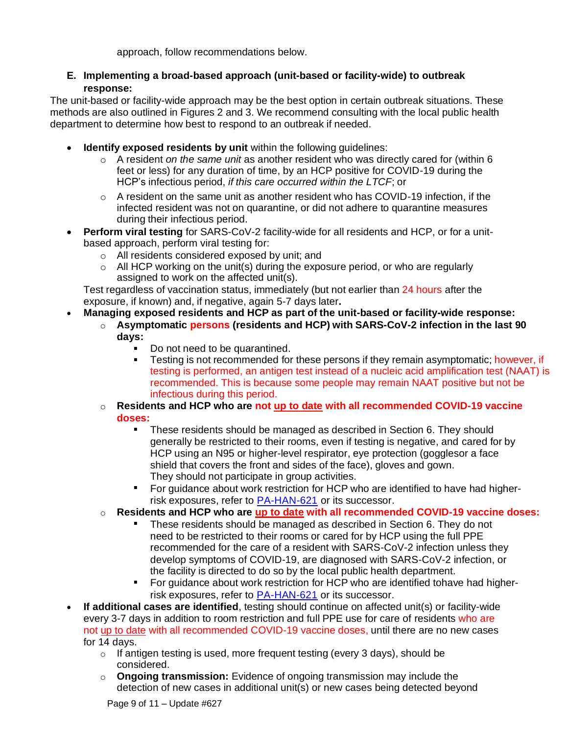approach, follow recommendations below.

**E. Implementing a broad-based approach (unit-based or facility-wide) to outbreak response:**

The unit-based or facility-wide approach may be the best option in certain outbreak situations. These methods are also outlined in Figures 2 and 3. We recommend consulting with the local public health department to determine how best to respond to an outbreak if needed.

- **Identify exposed residents by unit** within the following guidelines:
  - A resident *on the same unit* as another resident who was directly cared for (within 6 feet or less) for any duration of time, by an HCP positive for COVID-19 during the HCP's infectious period, *if this care occurred within the LTCF*; or
  - A resident on the same unit as another resident who has COVID-19 infection, if the infected resident was not on quarantine, or did not adhere to quarantine measures during their infectious period.
- **Perform viral testing** for SARS-CoV-2 facility-wide for all residents and HCP, or for a unit-based approach, perform viral testing for:
  - All residents considered exposed by unit; and
  - All HCP working on the unit(s) during the exposure period, or who are regularly assigned to work on the affected unit(s).

  Test regardless of vaccination status, immediately (but not earlier than 24 hours after the exposure, if known) and, if negative, again 5-7 days later**.**
- **Managing exposed residents and HCP as part of the unit-based or facility-wide response:**
  - **Asymptomatic persons (residents and HCP) with SARS-CoV-2 infection in the last 90 days:**
    - Do not need to be quarantined.
    - Testing is not recommended for these persons if they remain asymptomatic; however, if testing is performed, an antigen test instead of a nucleic acid amplification test (NAAT) is recommended. This is because some people may remain NAAT positive but not be infectious during this period.
  - **Residents and HCP who are not up to date with all recommended COVID-19 vaccine doses:**
    - These residents should be managed as described in Section 6. They should generally be restricted to their rooms, even if testing is negative, and cared for by HCP using an N95 or higher-level respirator, eye protection (gogglesor a face shield that covers the front and sides of the face), gloves and gown. They should not participate in group activities.
    - For guidance about work restriction for HCP who are identified to have had higher-risk exposures, refer to PA-HAN-621 or its successor.
  - **Residents and HCP who are up to date with all recommended COVID-19 vaccine doses:**
    - These residents should be managed as described in Section 6. They do not need to be restricted to their rooms or cared for by HCP using the full PPE recommended for the care of a resident with SARS-CoV-2 infection unless they develop symptoms of COVID-19, are diagnosed with SARS-CoV-2 infection, or the facility is directed to do so by the local public health department.
    - For guidance about work restriction for HCP who are identified tohave had higher-risk exposures, refer to PA-HAN-621 or its successor.
- **If additional cases are identified**, testing should continue on affected unit(s) or facility-wide every 3-7 days in addition to room restriction and full PPE use for care of residents who are not up to date with all recommended COVID-19 vaccine doses, until there are no new cases for 14 days.
  - If antigen testing is used, more frequent testing (every 3 days), should be considered.
  - **Ongoing transmission:** Evidence of ongoing transmission may include the detection of new cases in additional unit(s) or new cases being detected beyond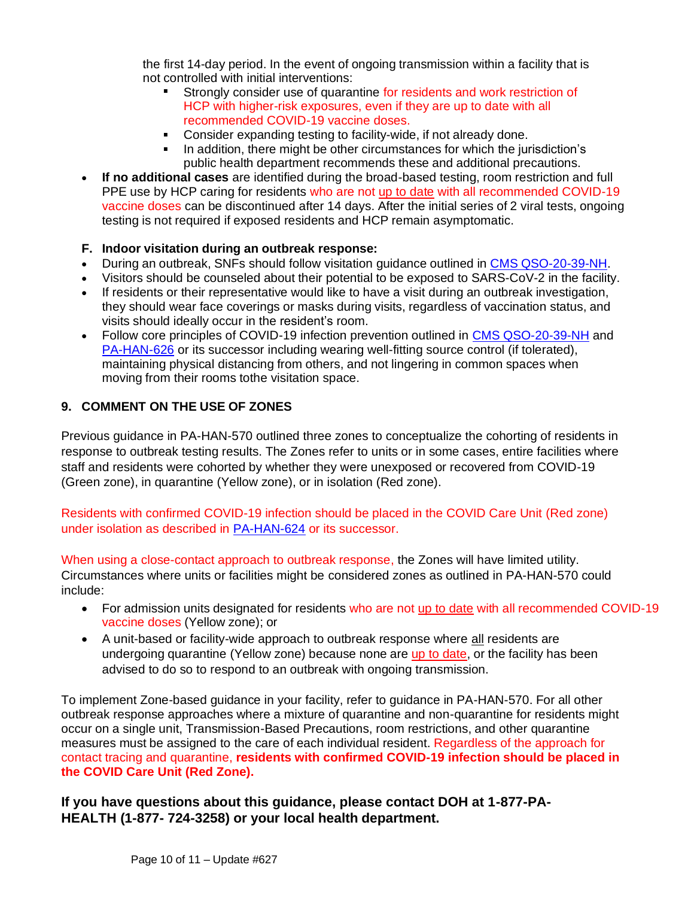the first 14-day period. In the event of ongoing transmission within a facility that is not controlled with initial interventions:

  - Strongly consider use of quarantine for residents and work restriction of HCP with higher-risk exposures, even if they are up to date with all recommended COVID-19 vaccine doses.
  - Consider expanding testing to facility-wide, if not already done.
  - In addition, there might be other circumstances for which the jurisdiction's public health department recommends these and additional precautions.

- **If no additional cases** are identified during the broad-based testing, room restriction and full PPE use by HCP caring for residents who are not up to date with all recommended COVID-19 vaccine doses can be discontinued after 14 days. After the initial series of 2 viral tests, ongoing testing is not required if exposed residents and HCP remain asymptomatic.

**F. Indoor visitation during an outbreak response:**

- During an outbreak, SNFs should follow visitation guidance outlined in CMS QSO-20-39-NH.
- Visitors should be counseled about their potential to be exposed to SARS-CoV-2 in the facility.
- If residents or their representative would like to have a visit during an outbreak investigation, they should wear face coverings or masks during visits, regardless of vaccination status, and visits should ideally occur in the resident's room.
- Follow core principles of COVID-19 infection prevention outlined in CMS QSO-20-39-NH and PA-HAN-626 or its successor including wearing well-fitting source control (if tolerated), maintaining physical distancing from others, and not lingering in common spaces when moving from their rooms tothe visitation space.

## 9. COMMENT ON THE USE OF ZONES

Previous guidance in PA-HAN-570 outlined three zones to conceptualize the cohorting of residents in response to outbreak testing results. The Zones refer to units or in some cases, entire facilities where staff and residents were cohorted by whether they were unexposed or recovered from COVID-19 (Green zone), in quarantine (Yellow zone), or in isolation (Red zone).

Residents with confirmed COVID-19 infection should be placed in the COVID Care Unit (Red zone) under isolation as described in PA-HAN-624 or its successor.

When using a close-contact approach to outbreak response, the Zones will have limited utility. Circumstances where units or facilities might be considered zones as outlined in PA-HAN-570 could include:

- For admission units designated for residents who are not up to date with all recommended COVID-19 vaccine doses (Yellow zone); or
- A unit-based or facility-wide approach to outbreak response where all residents are undergoing quarantine (Yellow zone) because none are up to date, or the facility has been advised to do so to respond to an outbreak with ongoing transmission.

To implement Zone-based guidance in your facility, refer to guidance in PA-HAN-570. For all other outbreak response approaches where a mixture of quarantine and non-quarantine for residents might occur on a single unit, Transmission-Based Precautions, room restrictions, and other quarantine measures must be assigned to the care of each individual resident. Regardless of the approach for contact tracing and quarantine, **residents with confirmed COVID-19 infection should be placed in the COVID Care Unit (Red Zone).**

**If you have questions about this guidance, please contact DOH at 1-877-PA-HEALTH (1-877- 724-3258) or your local health department.**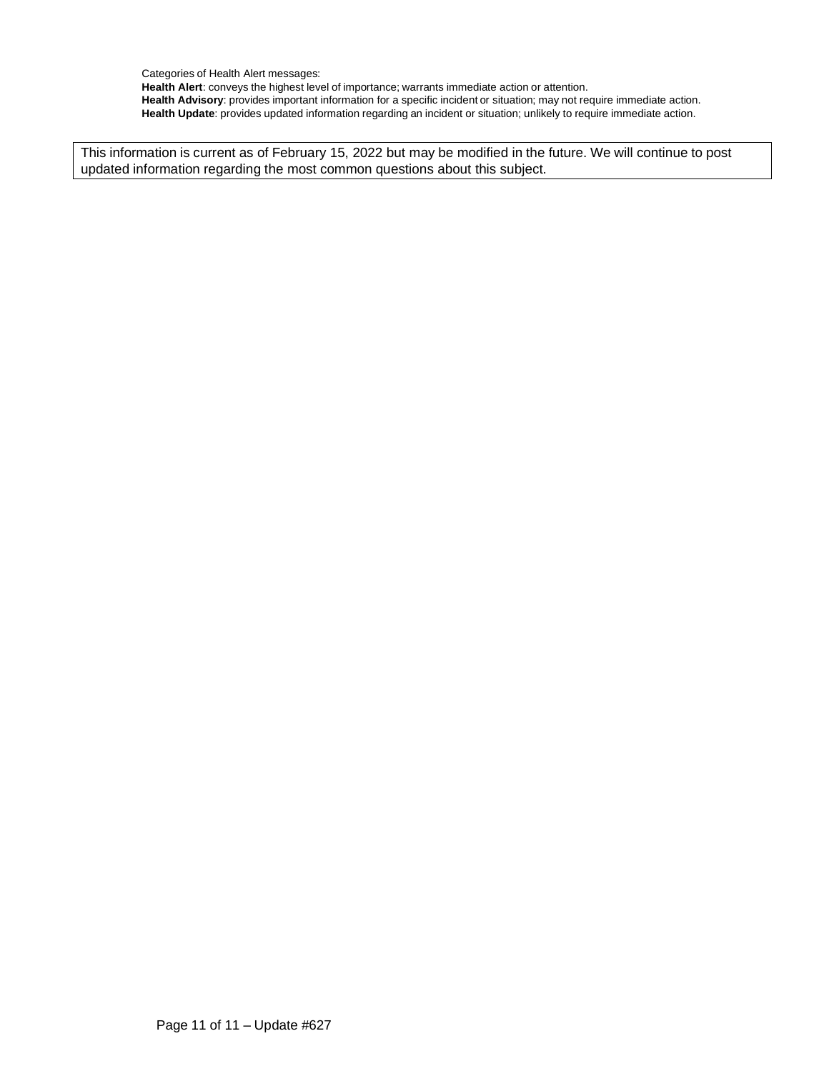Categories of Health Alert messages:

**Health Alert**: conveys the highest level of importance; warrants immediate action or attention.

**Health Advisory**: provides important information for a specific incident or situation; may not require immediate action.

**Health Update**: provides updated information regarding an incident or situation; unlikely to require immediate action.

This information is current as of February 15, 2022 but may be modified in the future. We will continue to post updated information regarding the most common questions about this subject.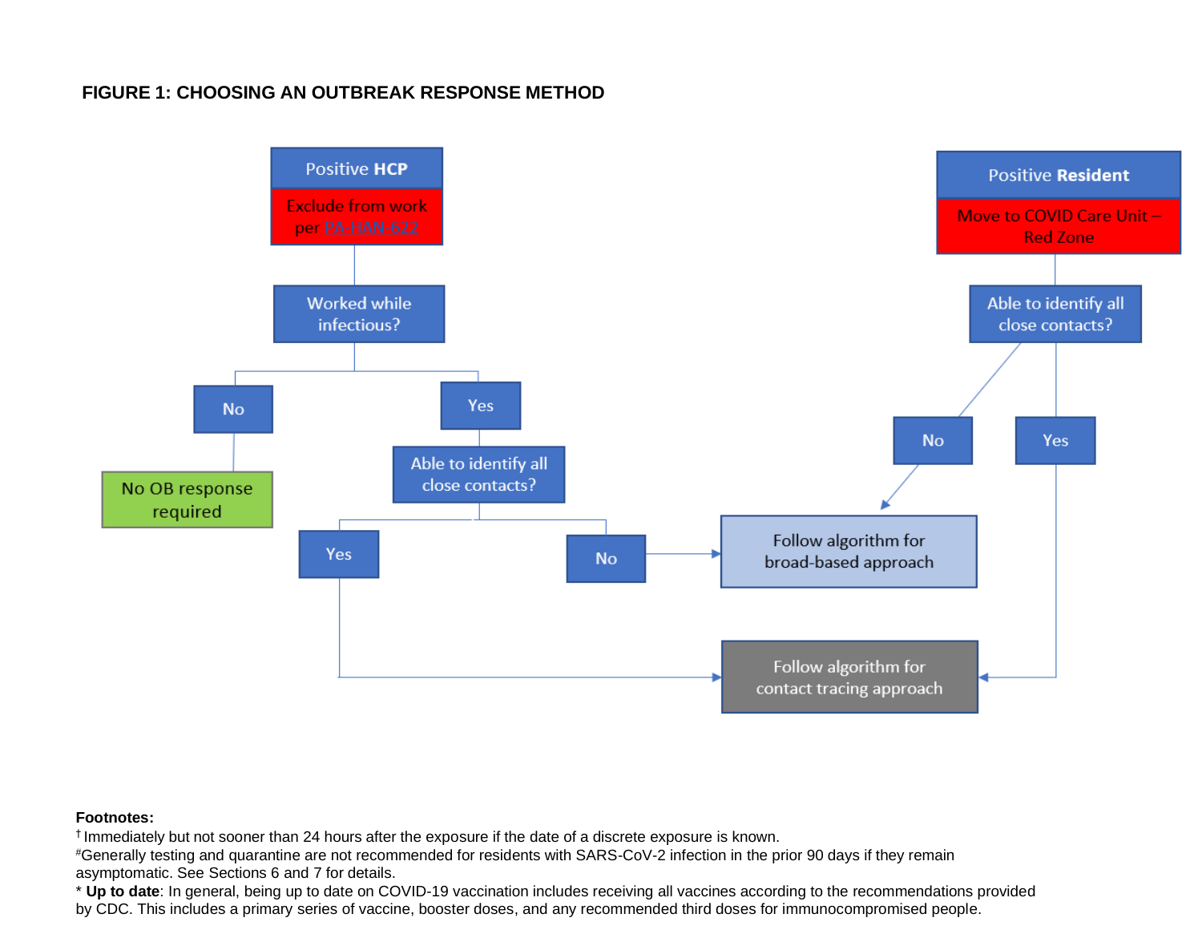**FIGURE 1: CHOOSING AN OUTBREAK RESPONSE METHOD**

**Positive HCP** — Exclude from work per PA HAN 622

- Worked while infectious?
  - No → No OB response required
  - Yes → Able to identify all close contacts?
    - Yes → Follow algorithm for contact tracing approach
    - No → Follow algorithm for broad-based approach

**Positive Resident** — Move to COVID Care Unit – Red Zone

- Able to identify all close contacts?
  - No → Follow algorithm for broad-based approach
  - Yes → Follow algorithm for contact tracing approach

**Footnotes:**

† Immediately but not sooner than 24 hours after the exposure if the date of a discrete exposure is known.

# Generally testing and quarantine are not recommended for residents with SARS-CoV-2 infection in the prior 90 days if they remain asymptomatic. See Sections 6 and 7 for details.

* **Up to date**: In general, being up to date on COVID-19 vaccination includes receiving all vaccines according to the recommendations provided by CDC. This includes a primary series of vaccine, booster doses, and any recommended third doses for immunocompromised people.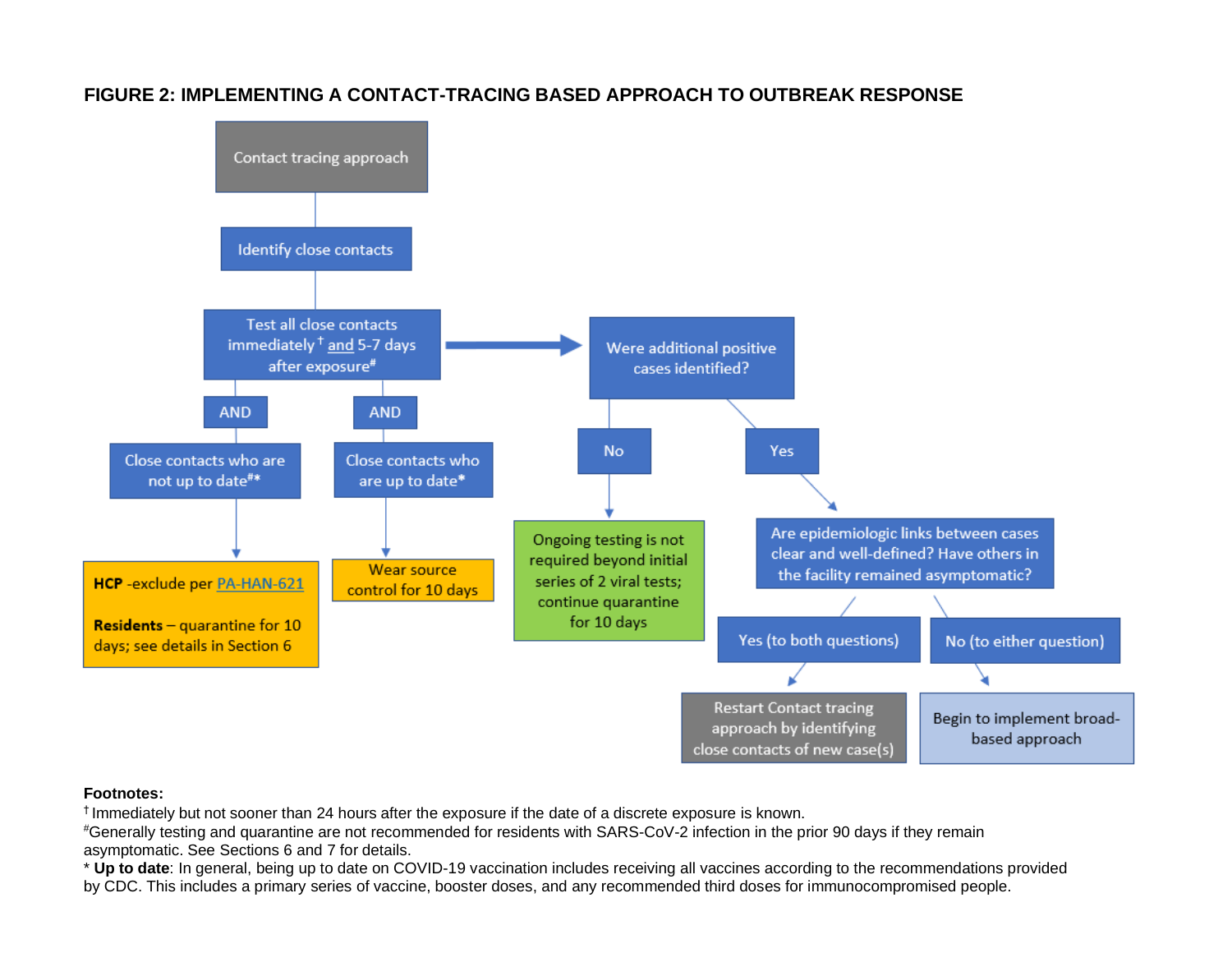## FIGURE 2: IMPLEMENTING A CONTACT-TRACING BASED APPROACH TO OUTBREAK RESPONSE

Contact tracing approach

Identify close contacts

Test all close contacts immediately† and 5-7 days after exposure#

AND

Close contacts who are not up to date#*

**HCP** -exclude per [PA-HAN-621]

**Residents** – quarantine for 10 days; see details in Section 6

AND

Close contacts who are up to date*

Wear source control for 10 days

Were additional positive cases identified?

No

Ongoing testing is not required beyond initial series of 2 viral tests; continue quarantine for 10 days

Yes

Are epidemiologic links between cases clear and well-defined? Have others in the facility remained asymptomatic?

Yes (to both questions)

Restart Contact tracing approach by identifying close contacts of new case(s)

No (to either question)

Begin to implement broad-based approach

**Footnotes:**

† Immediately but not sooner than 24 hours after the exposure if the date of a discrete exposure is known.

# Generally testing and quarantine are not recommended for residents with SARS-CoV-2 infection in the prior 90 days if they remain asymptomatic. See Sections 6 and 7 for details.

\* **Up to date**: In general, being up to date on COVID-19 vaccination includes receiving all vaccines according to the recommendations provided by CDC. This includes a primary series of vaccine, booster doses, and any recommended third doses for immunocompromised people.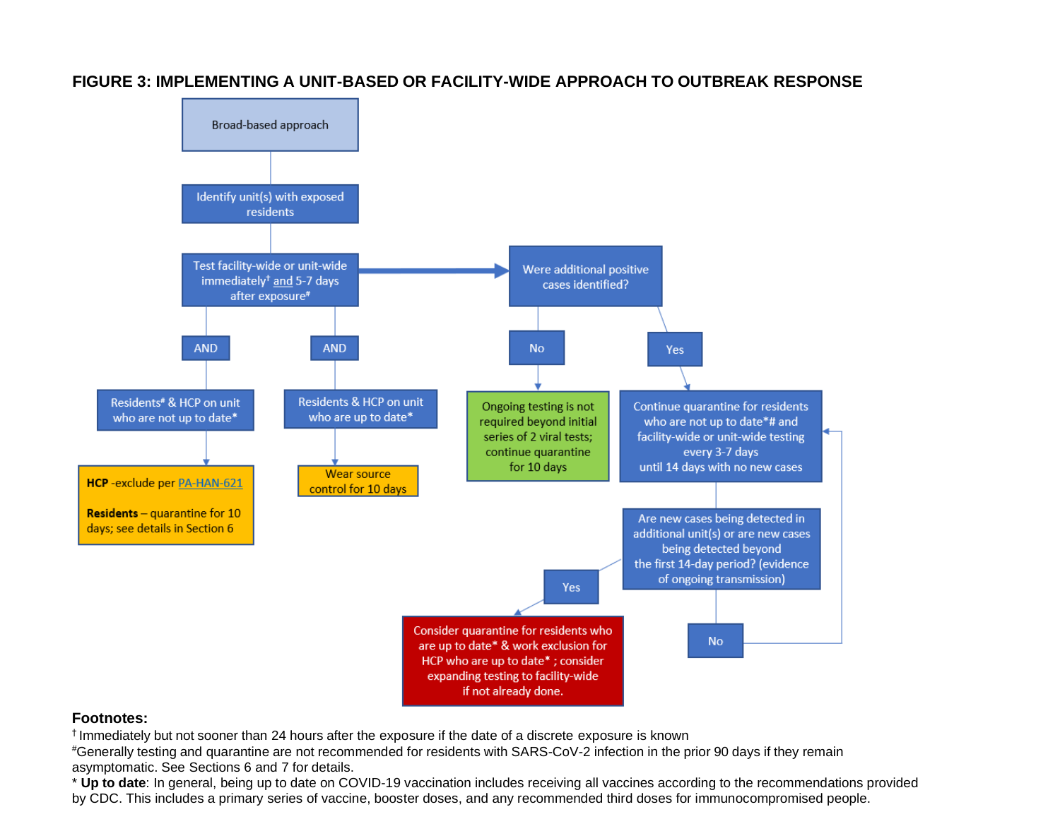## FIGURE 3: IMPLEMENTING A UNIT-BASED OR FACILITY-WIDE APPROACH TO OUTBREAK RESPONSE

Broad-based approach

Identify unit(s) with exposed residents

Test facility-wide or unit-wide immediately† and 5-7 days after exposure#

AND

Residents# & HCP on unit who are not up to date*

**HCP** -exclude per PA-HAN-621

**Residents** – quarantine for 10 days; see details in Section 6

AND

Residents & HCP on unit who are up to date*

Wear source control for 10 days

Were additional positive cases identified?

No

Ongoing testing is not required beyond initial series of 2 viral tests; continue quarantine for 10 days

Yes

Continue quarantine for residents who are not up to date*# and facility-wide or unit-wide testing every 3-7 days until 14 days with no new cases

Are new cases being detected in additional unit(s) or are new cases being detected beyond the first 14-day period? (evidence of ongoing transmission)

Yes

Consider quarantine for residents who are up to date* & work exclusion for HCP who are up to date* ; consider expanding testing to facility-wide if not already done.

No

**Footnotes:**

† Immediately but not sooner than 24 hours after the exposure if the date of a discrete exposure is known

#Generally testing and quarantine are not recommended for residents with SARS-CoV-2 infection in the prior 90 days if they remain asymptomatic. See Sections 6 and 7 for details.

\* **Up to date**: In general, being up to date on COVID-19 vaccination includes receiving all vaccines according to the recommendations provided by CDC. This includes a primary series of vaccine, booster doses, and any recommended third doses for immunocompromised people.